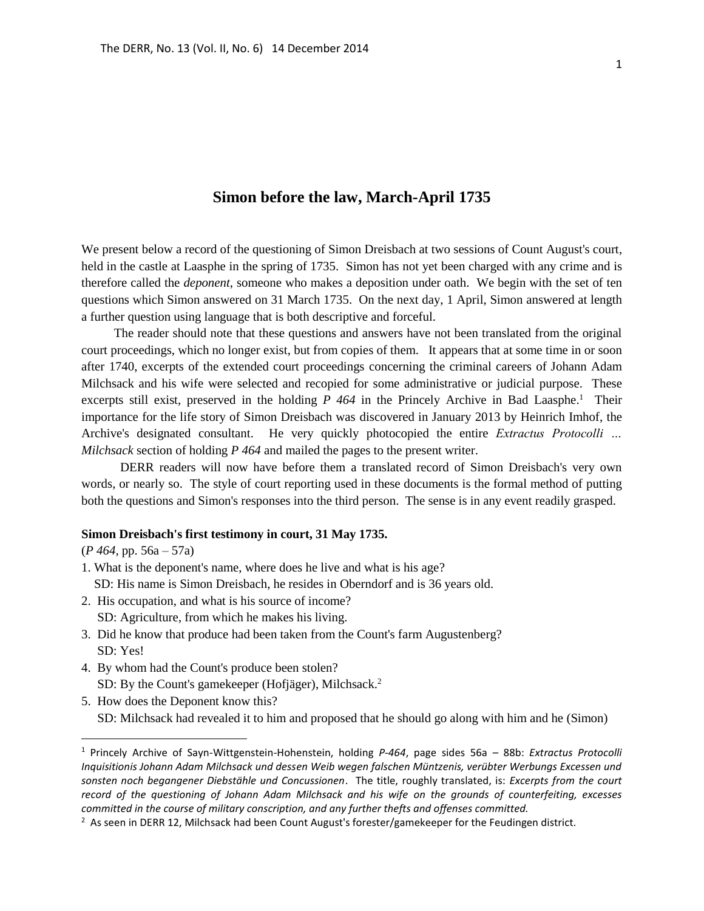# Simon before the law, March-April 1735

We present below a record of the questioning of Simon Dreisbach at two sessions of Count August's court, held in the castle at Laasphe in the spring of 1735. Simon has not yet been charged with any crime and is therefore called the *deponent*, someone who makes a deposition under oath. We begin with the set of ten questions which Simon answered on 31 March 1735. On the next day, 1 April, Simon answered at length a further question using language that is both descriptive and forceful.

The reader should note that these questions and answers have not been translated from the original court proceedings, which no longer exist, but from copies of them. It appears that at some time in or soon after 1740, excerpts of the extended court proceedings concerning the criminal careers of Johann Adam Milchsack and his wife were selected and recopied for some administrative or judicial purpose. These excerpts still exist, preserved in the holding *P 464* in the Princely Archive in Bad Laasphe.[1] Their importance for the life story of Simon Dreisbach was discovered in January 2013 by Heinrich Imhof, the Archive's designated consultant. He very quickly photocopied the entire *Extractus Protocolli ... Milchsack* section of holding *P 464* and mailed the pages to the present writer.

DERR readers will now have before them a translated record of Simon Dreisbach's very own words, or nearly so. The style of court reporting used in these documents is the formal method of putting both the questions and Simon's responses into the third person. The sense is in any event readily grasped.

**Simon Dreisbach's first testimony in court, 31 May 1735.**

(*P 464*, pp. 56a – 57a)

1. What is the deponent's name, where does he live and what is his age?
   SD: His name is Simon Dreisbach, he resides in Oberndorf and is 36 years old.
2. His occupation, and what is his source of income?
   SD: Agriculture, from which he makes his living.
3. Did he know that produce had been taken from the Count's farm Augustenberg?
   SD: Yes!
4. By whom had the Count's produce been stolen?
   SD: By the Count's gamekeeper (Hofjäger), Milchsack.[2]
5. How does the Deponent know this?
   SD: Milchsack had revealed it to him and proposed that he should go along with him and he (Simon)

---

[1] Princely Archive of Sayn-Wittgenstein-Hohenstein, holding *P-464*, page sides 56a – 88b: *Extractus Protocolli Inquisitionis Johann Adam Milchsack und dessen Weib wegen falschen Müntzenis, verübter Werbungs Excessen und sonsten noch begangener Diebstähle und Concussionen*. The title, roughly translated, is: *Excerpts from the court record of the questioning of Johann Adam Milchsack and his wife on the grounds of counterfeiting, excesses committed in the course of military conscription, and any further thefts and offenses committed.*

[2] As seen in DERR 12, Milchsack had been Count August's forester/gamekeeper for the Feudingen district.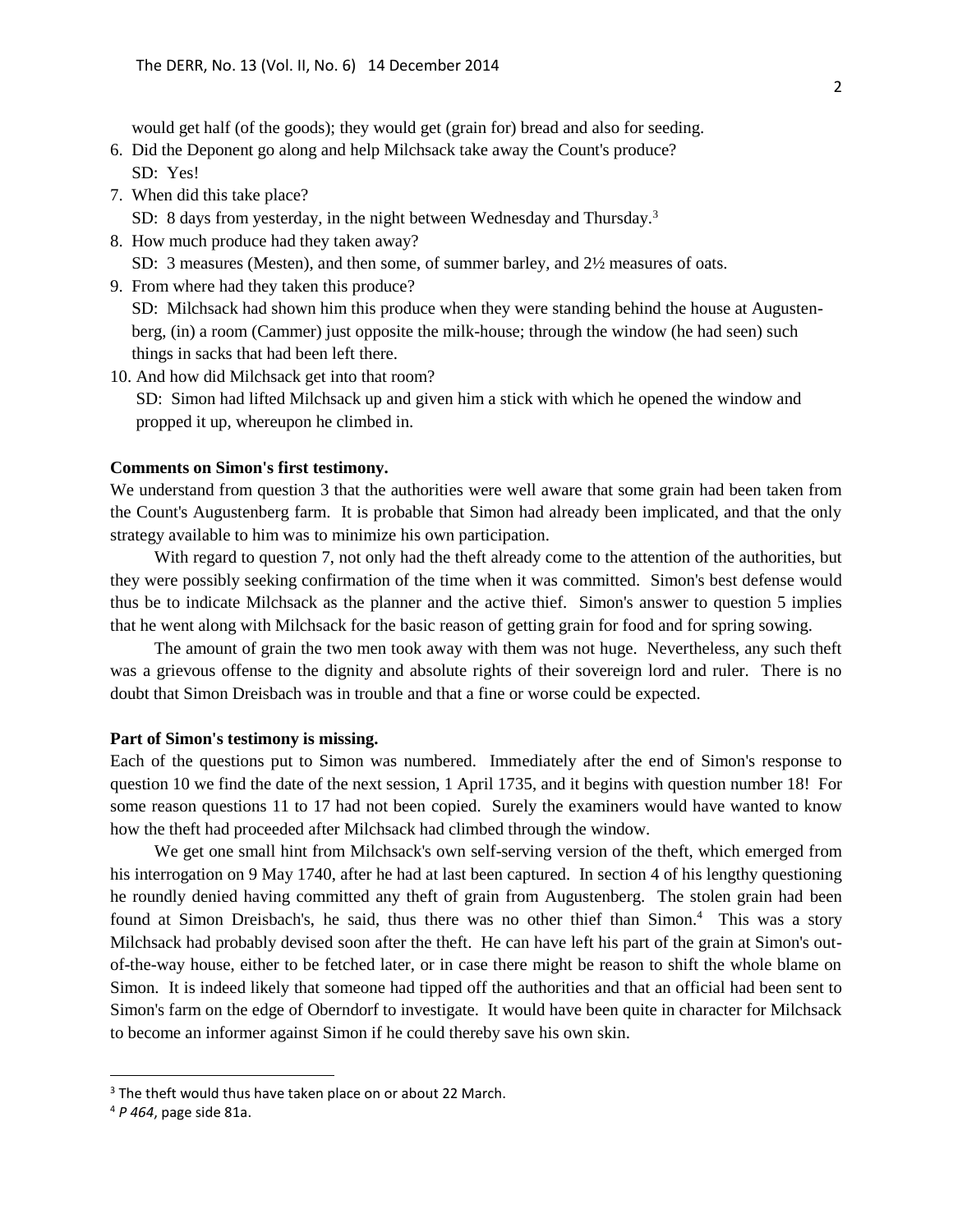would get half (of the goods); they would get (grain for) bread and also for seeding.

6. Did the Deponent go along and help Milchsack take away the Count's produce?
   SD: Yes!
7. When did this take place?
   SD: 8 days from yesterday, in the night between Wednesday and Thursday.[3]
8. How much produce had they taken away?
   SD: 3 measures (Mesten), and then some, of summer barley, and 2½ measures of oats.
9. From where had they taken this produce?
   SD: Milchsack had shown him this produce when they were standing behind the house at Augustenberg, (in) a room (Cammer) just opposite the milk-house; through the window (he had seen) such things in sacks that had been left there.
10. And how did Milchsack get into that room?
    SD: Simon had lifted Milchsack up and given him a stick with which he opened the window and propped it up, whereupon he climbed in.

**Comments on Simon's first testimony.**

We understand from question 3 that the authorities were well aware that some grain had been taken from the Count's Augustenberg farm. It is probable that Simon had already been implicated, and that the only strategy available to him was to minimize his own participation.

With regard to question 7, not only had the theft already come to the attention of the authorities, but they were possibly seeking confirmation of the time when it was committed. Simon's best defense would thus be to indicate Milchsack as the planner and the active thief. Simon's answer to question 5 implies that he went along with Milchsack for the basic reason of getting grain for food and for spring sowing.

The amount of grain the two men took away with them was not huge. Nevertheless, any such theft was a grievous offense to the dignity and absolute rights of their sovereign lord and ruler. There is no doubt that Simon Dreisbach was in trouble and that a fine or worse could be expected.

**Part of Simon's testimony is missing.**

Each of the questions put to Simon was numbered. Immediately after the end of Simon's response to question 10 we find the date of the next session, 1 April 1735, and it begins with question number 18! For some reason questions 11 to 17 had not been copied. Surely the examiners would have wanted to know how the theft had proceeded after Milchsack had climbed through the window.

We get one small hint from Milchsack's own self-serving version of the theft, which emerged from his interrogation on 9 May 1740, after he had at last been captured. In section 4 of his lengthy questioning he roundly denied having committed any theft of grain from Augustenberg. The stolen grain had been found at Simon Dreisbach's, he said, thus there was no other thief than Simon.[4] This was a story Milchsack had probably devised soon after the theft. He can have left his part of the grain at Simon's out-of-the-way house, either to be fetched later, or in case there might be reason to shift the whole blame on Simon. It is indeed likely that someone had tipped off the authorities and that an official had been sent to Simon's farm on the edge of Oberndorf to investigate. It would have been quite in character for Milchsack to become an informer against Simon if he could thereby save his own skin.

---

[3] The theft would thus have taken place on or about 22 March.

[4] *P 464*, page side 81a.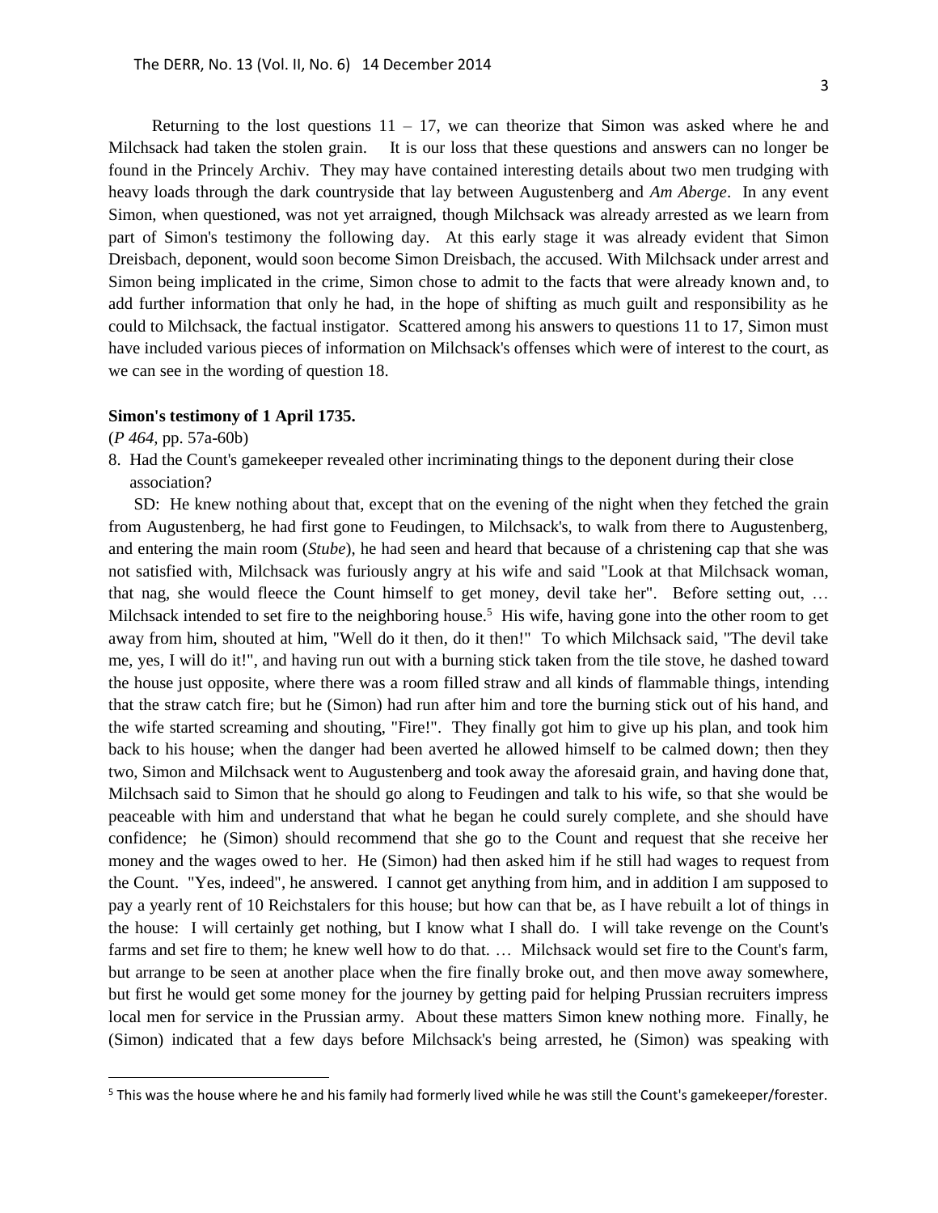Returning to the lost questions 11 – 17, we can theorize that Simon was asked where he and Milchsack had taken the stolen grain. It is our loss that these questions and answers can no longer be found in the Princely Archiv. They may have contained interesting details about two men trudging with heavy loads through the dark countryside that lay between Augustenberg and *Am Aberge*. In any event Simon, when questioned, was not yet arraigned, though Milchsack was already arrested as we learn from part of Simon's testimony the following day. At this early stage it was already evident that Simon Dreisbach, deponent, would soon become Simon Dreisbach, the accused. With Milchsack under arrest and Simon being implicated in the crime, Simon chose to admit to the facts that were already known and, to add further information that only he had, in the hope of shifting as much guilt and responsibility as he could to Milchsack, the factual instigator. Scattered among his answers to questions 11 to 17, Simon must have included various pieces of information on Milchsack's offenses which were of interest to the court, as we can see in the wording of question 18.

**Simon's testimony of 1 April 1735.**

(*P 464*, pp. 57a-60b)

8. Had the Count's gamekeeper revealed other incriminating things to the deponent during their close association?

SD: He knew nothing about that, except that on the evening of the night when they fetched the grain from Augustenberg, he had first gone to Feudingen, to Milchsack's, to walk from there to Augustenberg, and entering the main room (*Stube*), he had seen and heard that because of a christening cap that she was not satisfied with, Milchsack was furiously angry at his wife and said "Look at that Milchsack woman, that nag, she would fleece the Count himself to get money, devil take her". Before setting out, … Milchsack intended to set fire to the neighboring house.[5] His wife, having gone into the other room to get away from him, shouted at him, "Well do it then, do it then!" To which Milchsack said, "The devil take me, yes, I will do it!", and having run out with a burning stick taken from the tile stove, he dashed toward the house just opposite, where there was a room filled straw and all kinds of flammable things, intending that the straw catch fire; but he (Simon) had run after him and tore the burning stick out of his hand, and the wife started screaming and shouting, "Fire!". They finally got him to give up his plan, and took him back to his house; when the danger had been averted he allowed himself to be calmed down; then they two, Simon and Milchsack went to Augustenberg and took away the aforesaid grain, and having done that, Milchsach said to Simon that he should go along to Feudingen and talk to his wife, so that she would be peaceable with him and understand that what he began he could surely complete, and she should have confidence; he (Simon) should recommend that she go to the Count and request that she receive her money and the wages owed to her. He (Simon) had then asked him if he still had wages to request from the Count. "Yes, indeed", he answered. I cannot get anything from him, and in addition I am supposed to pay a yearly rent of 10 Reichstalers for this house; but how can that be, as I have rebuilt a lot of things in the house: I will certainly get nothing, but I know what I shall do. I will take revenge on the Count's farms and set fire to them; he knew well how to do that. … Milchsack would set fire to the Count's farm, but arrange to be seen at another place when the fire finally broke out, and then move away somewhere, but first he would get some money for the journey by getting paid for helping Prussian recruiters impress local men for service in the Prussian army. About these matters Simon knew nothing more. Finally, he (Simon) indicated that a few days before Milchsack's being arrested, he (Simon) was speaking with

---

[5] This was the house where he and his family had formerly lived while he was still the Count's gamekeeper/forester.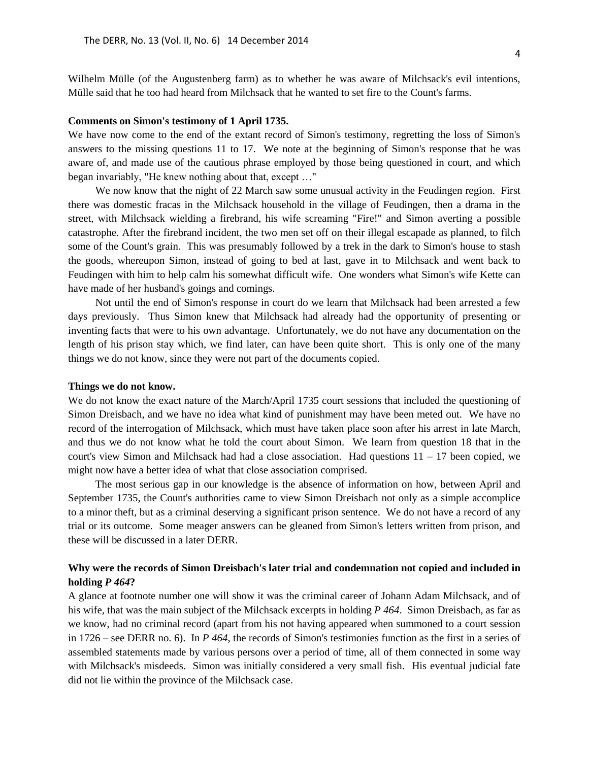Wilhelm Mülle (of the Augustenberg farm) as to whether he was aware of Milchsack's evil intentions, Mülle said that he too had heard from Milchsack that he wanted to set fire to the Count's farms.

**Comments on Simon's testimony of 1 April 1735.**

We have now come to the end of the extant record of Simon's testimony, regretting the loss of Simon's answers to the missing questions 11 to 17. We note at the beginning of Simon's response that he was aware of, and made use of the cautious phrase employed by those being questioned in court, and which began invariably, "He knew nothing about that, except …"

We now know that the night of 22 March saw some unusual activity in the Feudingen region. First there was domestic fracas in the Milchsack household in the village of Feudingen, then a drama in the street, with Milchsack wielding a firebrand, his wife screaming "Fire!" and Simon averting a possible catastrophe. After the firebrand incident, the two men set off on their illegal escapade as planned, to filch some of the Count's grain. This was presumably followed by a trek in the dark to Simon's house to stash the goods, whereupon Simon, instead of going to bed at last, gave in to Milchsack and went back to Feudingen with him to help calm his somewhat difficult wife. One wonders what Simon's wife Kette can have made of her husband's goings and comings.

Not until the end of Simon's response in court do we learn that Milchsack had been arrested a few days previously. Thus Simon knew that Milchsack had already had the opportunity of presenting or inventing facts that were to his own advantage. Unfortunately, we do not have any documentation on the length of his prison stay which, we find later, can have been quite short. This is only one of the many things we do not know, since they were not part of the documents copied.

**Things we do not know.**

We do not know the exact nature of the March/April 1735 court sessions that included the questioning of Simon Dreisbach, and we have no idea what kind of punishment may have been meted out. We have no record of the interrogation of Milchsack, which must have taken place soon after his arrest in late March, and thus we do not know what he told the court about Simon. We learn from question 18 that in the court's view Simon and Milchsack had had a close association. Had questions 11 – 17 been copied, we might now have a better idea of what that close association comprised.

The most serious gap in our knowledge is the absence of information on how, between April and September 1735, the Count's authorities came to view Simon Dreisbach not only as a simple accomplice to a minor theft, but as a criminal deserving a significant prison sentence. We do not have a record of any trial or its outcome. Some meager answers can be gleaned from Simon's letters written from prison, and these will be discussed in a later DERR.

**Why were the records of Simon Dreisbach's later trial and condemnation not copied and included in holding *P 464*?**

A glance at footnote number one will show it was the criminal career of Johann Adam Milchsack, and of his wife, that was the main subject of the Milchsack excerpts in holding *P 464*. Simon Dreisbach, as far as we know, had no criminal record (apart from his not having appeared when summoned to a court session in 1726 – see DERR no. 6). In *P 464*, the records of Simon's testimonies function as the first in a series of assembled statements made by various persons over a period of time, all of them connected in some way with Milchsack's misdeeds. Simon was initially considered a very small fish. His eventual judicial fate did not lie within the province of the Milchsack case.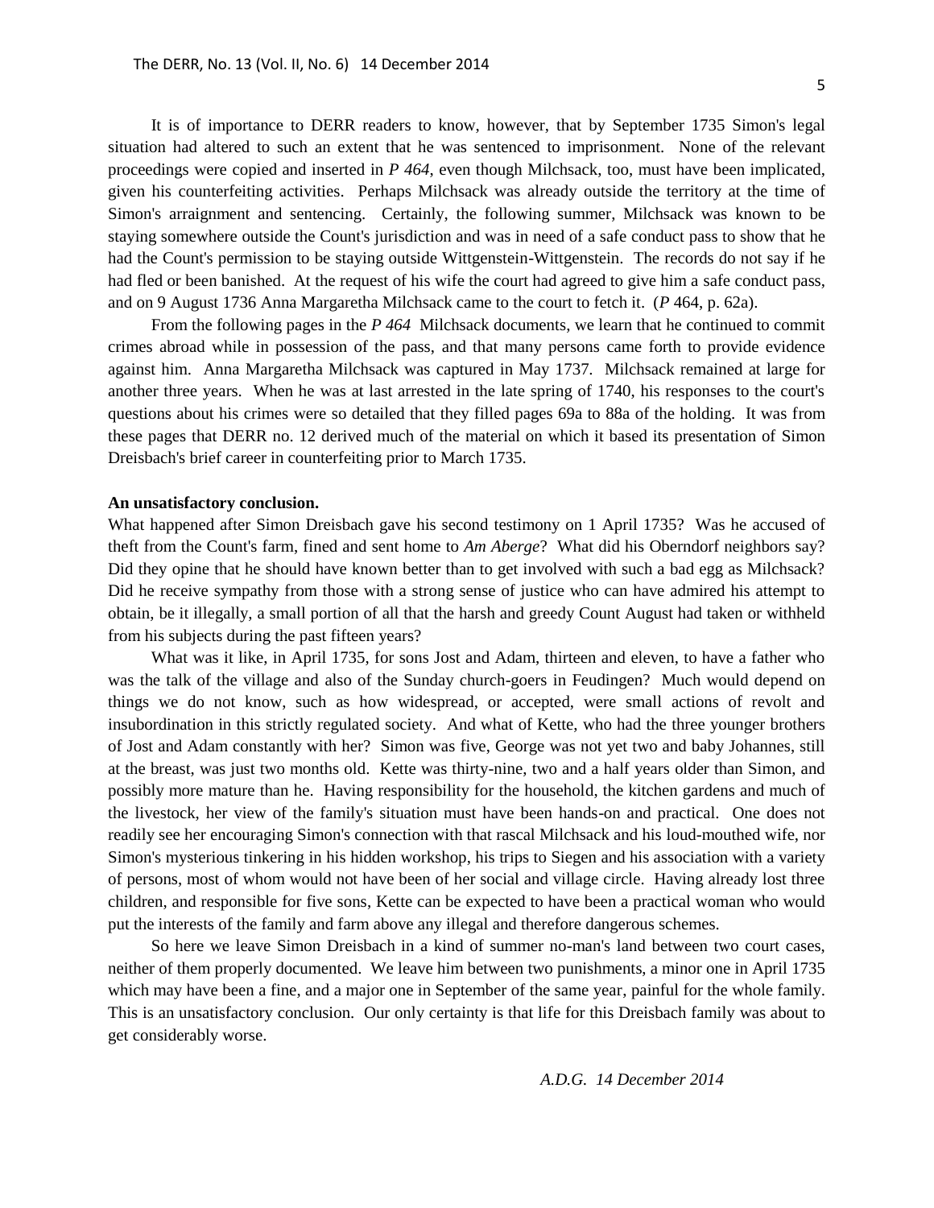It is of importance to DERR readers to know, however, that by September 1735 Simon's legal situation had altered to such an extent that he was sentenced to imprisonment. None of the relevant proceedings were copied and inserted in *P 464*, even though Milchsack, too, must have been implicated, given his counterfeiting activities. Perhaps Milchsack was already outside the territory at the time of Simon's arraignment and sentencing. Certainly, the following summer, Milchsack was known to be staying somewhere outside the Count's jurisdiction and was in need of a safe conduct pass to show that he had the Count's permission to be staying outside Wittgenstein-Wittgenstein. The records do not say if he had fled or been banished. At the request of his wife the court had agreed to give him a safe conduct pass, and on 9 August 1736 Anna Margaretha Milchsack came to the court to fetch it. (*P* 464, p. 62a).

From the following pages in the *P 464* Milchsack documents, we learn that he continued to commit crimes abroad while in possession of the pass, and that many persons came forth to provide evidence against him. Anna Margaretha Milchsack was captured in May 1737. Milchsack remained at large for another three years. When he was at last arrested in the late spring of 1740, his responses to the court's questions about his crimes were so detailed that they filled pages 69a to 88a of the holding. It was from these pages that DERR no. 12 derived much of the material on which it based its presentation of Simon Dreisbach's brief career in counterfeiting prior to March 1735.

**An unsatisfactory conclusion.**

What happened after Simon Dreisbach gave his second testimony on 1 April 1735? Was he accused of theft from the Count's farm, fined and sent home to *Am Aberge*? What did his Oberndorf neighbors say? Did they opine that he should have known better than to get involved with such a bad egg as Milchsack? Did he receive sympathy from those with a strong sense of justice who can have admired his attempt to obtain, be it illegally, a small portion of all that the harsh and greedy Count August had taken or withheld from his subjects during the past fifteen years?

What was it like, in April 1735, for sons Jost and Adam, thirteen and eleven, to have a father who was the talk of the village and also of the Sunday church-goers in Feudingen? Much would depend on things we do not know, such as how widespread, or accepted, were small actions of revolt and insubordination in this strictly regulated society. And what of Kette, who had the three younger brothers of Jost and Adam constantly with her? Simon was five, George was not yet two and baby Johannes, still at the breast, was just two months old. Kette was thirty-nine, two and a half years older than Simon, and possibly more mature than he. Having responsibility for the household, the kitchen gardens and much of the livestock, her view of the family's situation must have been hands-on and practical. One does not readily see her encouraging Simon's connection with that rascal Milchsack and his loud-mouthed wife, nor Simon's mysterious tinkering in his hidden workshop, his trips to Siegen and his association with a variety of persons, most of whom would not have been of her social and village circle. Having already lost three children, and responsible for five sons, Kette can be expected to have been a practical woman who would put the interests of the family and farm above any illegal and therefore dangerous schemes.

So here we leave Simon Dreisbach in a kind of summer no-man's land between two court cases, neither of them properly documented. We leave him between two punishments, a minor one in April 1735 which may have been a fine, and a major one in September of the same year, painful for the whole family. This is an unsatisfactory conclusion. Our only certainty is that life for this Dreisbach family was about to get considerably worse.

*A.D.G. 14 December 2014*